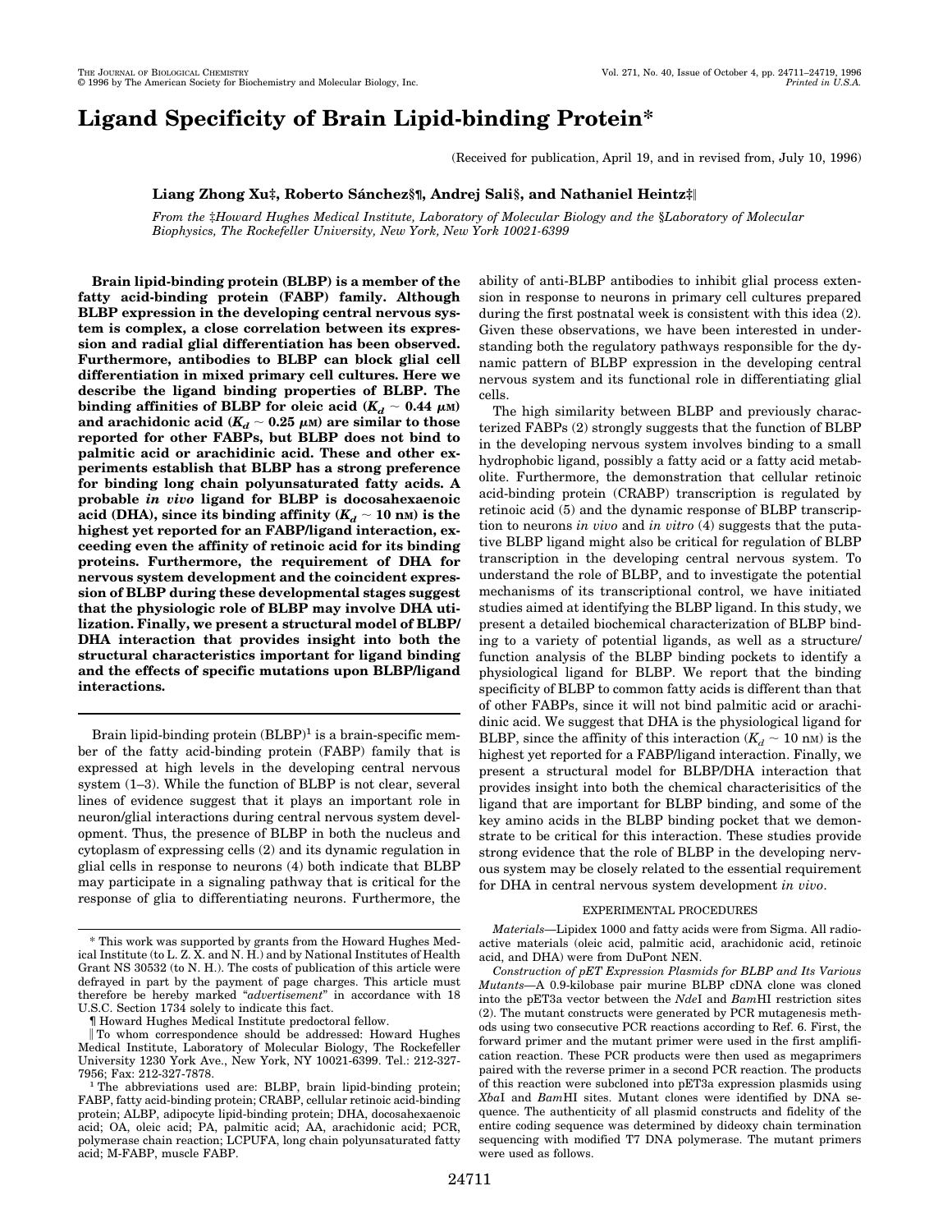# Ligand Specificity of Brain Lipid-binding Protein*

(Received for publication, April 19, and in revised from, July 10, 1996)

**Liang Zhong Xu‡, Roberto Sánchez§¶, Andrej Sali§, and Nathaniel Heintz‡||**

*From the ‡Howard Hughes Medical Institute, Laboratory of Molecular Biology and the §Laboratory of Molecular Biophysics, The Rockefeller University, New York, New York 10021-6399*

**Brain lipid-binding protein (BLBP) is a member of the fatty acid-binding protein (FABP) family. Although BLBP expression in the developing central nervous system is complex, a close correlation between its expression and radial glial differentiation has been observed. Furthermore, antibodies to BLBP can block glial cell differentiation in mixed primary cell cultures. Here we describe the ligand binding properties of BLBP. The binding affinities of BLBP for oleic acid ($K_d \sim 0.44$ μM) and arachidonic acid ($K_d \sim 0.25$ μM) are similar to those reported for other FABPs, but BLBP does not bind to palmitic acid or arachidinic acid. These and other experiments establish that BLBP has a strong preference for binding long chain polyunsaturated fatty acids. A probable *in vivo* ligand for BLBP is docosahexaenoic acid (DHA), since its binding affinity ($K_d \sim 10$ nM) is the highest yet reported for an FABP/ligand interaction, exceeding even the affinity of retinoic acid for its binding proteins. Furthermore, the requirement of DHA for nervous system development and the coincident expression of BLBP during these developmental stages suggest that the physiologic role of BLBP may involve DHA utilization. Finally, we present a structural model of BLBP/DHA interaction that provides insight into both the structural characteristics important for ligand binding and the effects of specific mutations upon BLBP/ligand interactions.**

Brain lipid-binding protein (BLBP)[1] is a brain-specific member of the fatty acid-binding protein (FABP) family that is expressed at high levels in the developing central nervous system (1–3). While the function of BLBP is not clear, several lines of evidence suggest that it plays an important role in neuron/glial interactions during central nervous system development. Thus, the presence of BLBP in both the nucleus and cytoplasm of expressing cells (2) and its dynamic regulation in glial cells in response to neurons (4) both indicate that BLBP may participate in a signaling pathway that is critical for the response of glia to differentiating neurons. Furthermore, the ability of anti-BLBP antibodies to inhibit glial process extension in response to neurons in primary cell cultures prepared during the first postnatal week is consistent with this idea (2). Given these observations, we have been interested in understanding both the regulatory pathways responsible for the dynamic pattern of BLBP expression in the developing central nervous system and its functional role in differentiating glial cells.

The high similarity between BLBP and previously characterized FABPs (2) strongly suggests that the function of BLBP in the developing nervous system involves binding to a small hydrophobic ligand, possibly a fatty acid or a fatty acid metabolite. Furthermore, the demonstration that cellular retinoic acid-binding protein (CRABP) transcription is regulated by retinoic acid (5) and the dynamic response of BLBP transcription to neurons *in vivo* and *in vitro* (4) suggests that the putative BLBP ligand might also be critical for regulation of BLBP transcription in the developing central nervous system. To understand the role of BLBP, and to investigate the potential mechanisms of its transcriptional control, we have initiated studies aimed at identifying the BLBP ligand. In this study, we present a detailed biochemical characterization of BLBP binding to a variety of potential ligands, as well as a structure/function analysis of the BLBP binding pockets to identify a physiological ligand for BLBP. We report that the binding specificity of BLBP to common fatty acids is different than that of other FABPs, since it will not bind palmitic acid or arachidinic acid. We suggest that DHA is the physiological ligand for BLBP, since the affinity of this interaction ($K_d \sim 10$ nM) is the highest yet reported for a FABP/ligand interaction. Finally, we present a structural model for BLBP/DHA interaction that provides insight into both the chemical characterisitics of the ligand that are important for BLBP binding, and some of the key amino acids in the BLBP binding pocket that we demonstrate to be critical for this interaction. These studies provide strong evidence that the role of BLBP in the developing nervous system may be closely related to the essential requirement for DHA in central nervous system development *in vivo*.

## EXPERIMENTAL PROCEDURES

*Materials*—Lipidex 1000 and fatty acids were from Sigma. All radioactive materials (oleic acid, palmitic acid, arachidonic acid, retinoic acid, and DHA) were from DuPont NEN.

*Construction of pET Expression Plasmids for BLBP and Its Various Mutants*—A 0.9-kilobase pair murine BLBP cDNA clone was cloned into the pET3a vector between the *Nde*I and *Bam*HI restriction sites (2). The mutant constructs were generated by PCR mutagenesis methods using two consecutive PCR reactions according to Ref. 6. First, the forward primer and the mutant primer were used in the first amplification reaction. These PCR products were then used as megaprimers paired with the reverse primer in a second PCR reaction. The products of this reaction were subcloned into pET3a expression plasmids using *Xba*I and *Bam*HI sites. Mutant clones were identified by DNA sequence. The authenticity of all plasmid constructs and fidelity of the entire coding sequence was determined by dideoxy chain termination sequencing with modified T7 DNA polymerase. The mutant primers were used as follows.

\* This work was supported by grants from the Howard Hughes Medical Institute (to L. Z. X. and N. H.) and by National Institutes of Health Grant NS 30532 (to N. H.). The costs of publication of this article were defrayed in part by the payment of page charges. This article must therefore be hereby marked "*advertisement*" in accordance with 18 U.S.C. Section 1734 solely to indicate this fact.

¶ Howard Hughes Medical Institute predoctoral fellow.

|| To whom correspondence should be addressed: Howard Hughes Medical Institute, Laboratory of Molecular Biology, The Rockefeller University 1230 York Ave., New York, NY 10021-6399. Tel.: 212-327-7956; Fax: 212-327-7878.

[1] The abbreviations used are: BLBP, brain lipid-binding protein; FABP, fatty acid-binding protein; CRABP, cellular retinoic acid-binding protein; ALBP, adipocyte lipid-binding protein; DHA, docosahexaenoic acid; OA, oleic acid; PA, palmitic acid; AA, arachidonic acid; PCR, polymerase chain reaction; LCPUFA, long chain polyunsaturated fatty acid; M-FABP, muscle FABP.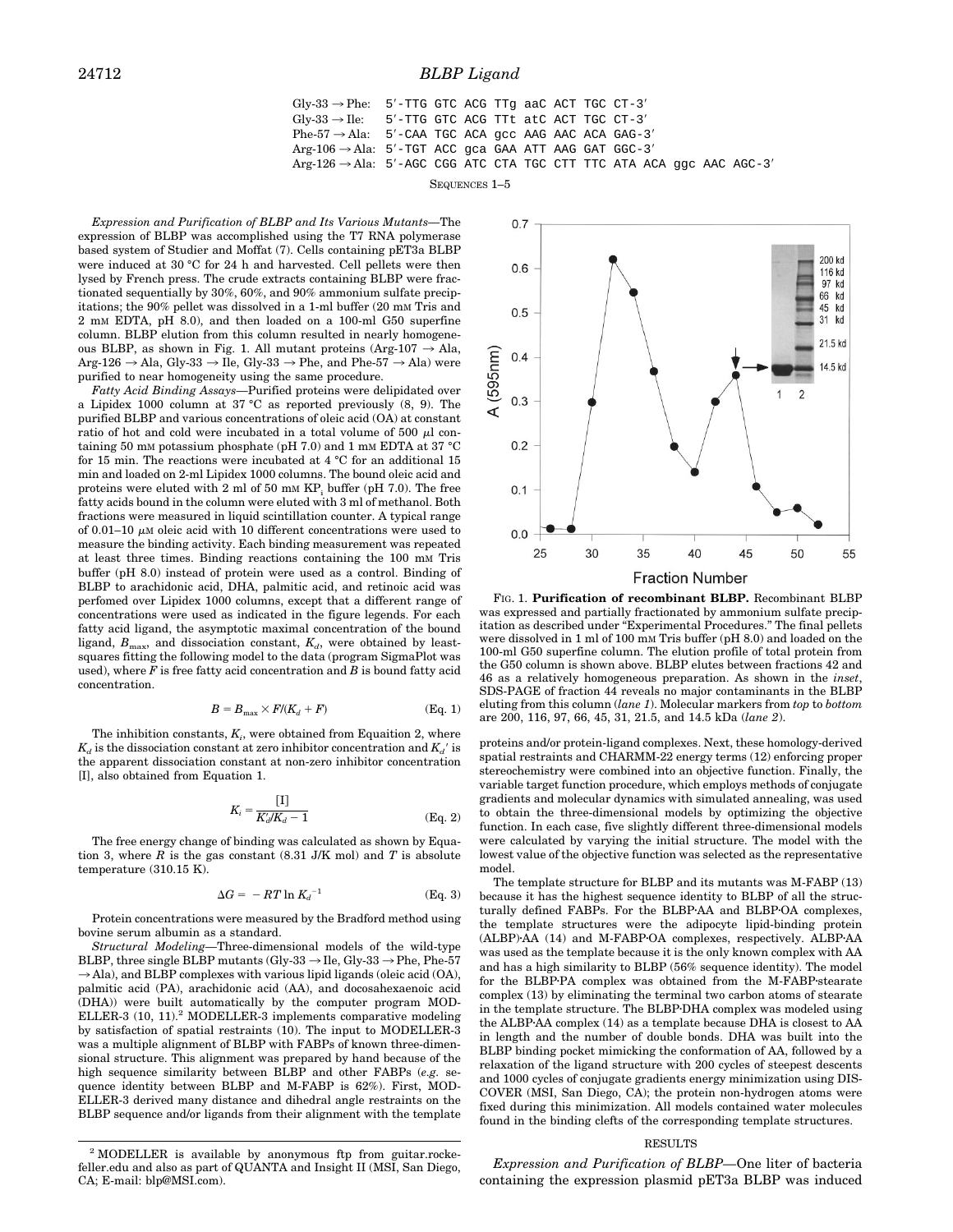Gly-33 → Phe: 5′-TTG GTC ACG TTg aaC ACT TGC CT-3′
Gly-33 → Ile: 5′-TTG GTC ACG TTt atC ACT TGC CT-3′
Phe-57 → Ala: 5′-CAA TGC ACA gcc AAG AAC ACA GAG-3′
Arg-106 → Ala: 5′-TGT ACC gca GAA ATT AAG GAT GGC-3′
Arg-126 → Ala: 5′-AGC CGG ATC CTA TGC CTT TTC ATA ACA ggc AAC AGC-3′

SEQUENCES 1–5

*Expression and Purification of BLBP and Its Various Mutants*—The expression of BLBP was accomplished using the T7 RNA polymerase based system of Studier and Moffat (7). Cells containing pET3a BLBP were induced at 30 °C for 24 h and harvested. Cell pellets were then lysed by French press. The crude extracts containing BLBP were fractionated sequentially by 30%, 60%, and 90% ammonium sulfate precipitations; the 90% pellet was dissolved in a 1-ml buffer (20 mM Tris and 2 mM EDTA, pH 8.0), and then loaded on a 100-ml G50 superfine column. BLBP elution from this column resulted in nearly homogeneous BLBP, as shown in Fig. 1. All mutant proteins (Arg-107 → Ala, Arg-126 → Ala, Gly-33 → Ile, Gly-33 → Phe, and Phe-57 → Ala) were purified to near homogeneity using the same procedure.

*Fatty Acid Binding Assays*—Purified proteins were delipidated over a Lipidex 1000 column at 37 °C as reported previously (8, 9). The purified BLBP and various concentrations of oleic acid (OA) at constant ratio of hot and cold were incubated in a total volume of 500 μl containing 50 mM potassium phosphate (pH 7.0) and 1 mM EDTA at 37 °C for 15 min. The reactions were incubated at 4 °C for an additional 15 min and loaded on 2-ml Lipidex 1000 columns. The bound oleic acid and proteins were eluted with 2 ml of 50 mM $KP_i$ buffer (pH 7.0). The free fatty acids bound in the column were eluted with 3 ml of methanol. Both fractions were measured in liquid scintillation counter. A typical range of 0.01–10 μM oleic acid with 10 different concentrations were used to measure the binding activity. Each binding measurement was repeated at least three times. Binding reactions containing the 100 mM Tris buffer (pH 8.0) instead of protein were used as a control. Binding of BLBP to arachidonic acid, DHA, palmitic acid, and retinoic acid was perfomed over Lipidex 1000 columns, except that a different range of concentrations were used as indicated in the figure legends. For each fatty acid ligand, the asymptotic maximal concentration of the bound ligand, $B_{max}$, and dissociation constant, $K_d$, were obtained by least-squares fitting the following model to the data (program SigmaPlot was used), where $F$ is free fatty acid concentration and $B$ is bound fatty acid concentration.

$$B = B_{max} \times F/(K_d + F) \quad \text{(Eq. 1)}$$

The inhibition constants, $K_i$, were obtained from Equaition 2, where $K_d$ is the dissociation constant at zero inhibitor concentration and $K_d'$ is the apparent dissociation constant at non-zero inhibitor concentration [I], also obtained from Equation 1.

$$K_i = \frac{[\mathrm{I}]}{K_d'/K_d - 1} \quad \text{(Eq. 2)}$$

The free energy change of binding was calculated as shown by Equation 3, where $R$ is the gas constant (8.31 J/K mol) and $T$ is absolute temperature (310.15 K).

$$\Delta G = -RT \ln K_d^{-1} \quad \text{(Eq. 3)}$$

Protein concentrations were measured by the Bradford method using bovine serum albumin as a standard.

*Structural Modeling*—Three-dimensional models of the wild-type BLBP, three single BLBP mutants (Gly-33 → Ile, Gly-33 → Phe, Phe-57 → Ala), and BLBP complexes with various lipid ligands (oleic acid (OA), palmitic acid (PA), arachidonic acid (AA), and docosahexaenoic acid (DHA)) were built automatically by the computer program MODELLER-3 (10, 11).[2] MODELLER-3 implements comparative modeling by satisfaction of spatial restraints (10). The input to MODELLER-3 was a multiple alignment of BLBP with FABPs of known three-dimensional structure. This alignment was prepared by hand because of the high sequence similarity between BLBP and other FABPs (*e.g.* sequence identity between BLBP and M-FABP is 62%). First, MODELLER-3 derived many distance and dihedral angle restraints on the BLBP sequence and/or ligands from their alignment with the template proteins and/or protein-ligand complexes. Next, these homology-derived spatial restraints and CHARMM-22 energy terms (12) enforcing proper stereochemistry were combined into an objective function. Finally, the variable target function procedure, which employs methods of conjugate gradients and molecular dynamics with simulated annealing, was used to obtain the three-dimensional models by optimizing the objective function. In each case, five slightly different three-dimensional models were calculated by varying the initial structure. The model with the lowest value of the objective function was selected as the representative model.

The template structure for BLBP and its mutants was M-FABP (13) because it has the highest sequence identity to BLBP of all the structurally defined FABPs. For the BLBP·AA and BLBP·OA complexes, the template structures were the adipocyte lipid-binding protein (ALBP)·AA (14) and M-FABP·OA complexes, respectively. ALBP·AA was used as the template because it is the only known complex with AA and has a high similarity to BLBP (56% sequence identity). The model for the BLBP·PA complex was obtained from the M-FABP·stearate complex (13) by eliminating the terminal two carbon atoms of stearate in the template structure. The BLBP·DHA complex was modeled using the ALBP·AA complex (14) as a template because DHA is closest to AA in length and the number of double bonds. DHA was built into the BLBP binding pocket mimicking the conformation of AA, followed by a relaxation of the ligand structure with 200 cycles of steepest descents and 1000 cycles of conjugate gradients energy minimization using DISCOVER (MSI, San Diego, CA); the protein non-hydrogen atoms were fixed during this minimization. All models contained water molecules found in the binding clefts of the corresponding template structures.

FIG. 1. **Purification of recombinant BLBP.** Recombinant BLBP was expressed and partially fractionated by ammonium sulfate precipitation as described under "Experimental Procedures." The final pellets were dissolved in 1 ml of 100 mM Tris buffer (pH 8.0) and loaded on the 100-ml G50 superfine column. The elution profile of total protein from the G50 column is shown above. BLBP elutes between fractions 42 and 46 as a relatively homogeneous preparation. As shown in the *inset*, SDS-PAGE of fraction 44 reveals no major contaminants in the BLBP eluting from this column (*lane 1*). Molecular markers from *top* to *bottom* are 200, 116, 97, 66, 45, 31, 21.5, and 14.5 kDa (*lane 2*).

## RESULTS

*Expression and Purification of BLBP*—One liter of bacteria containing the expression plasmid pET3a BLBP was induced

[2] MODELLER is available by anonymous ftp from guitar.rockefeller.edu and also as part of QUANTA and Insight II (MSI, San Diego, CA; E-mail: blp@MSI.com).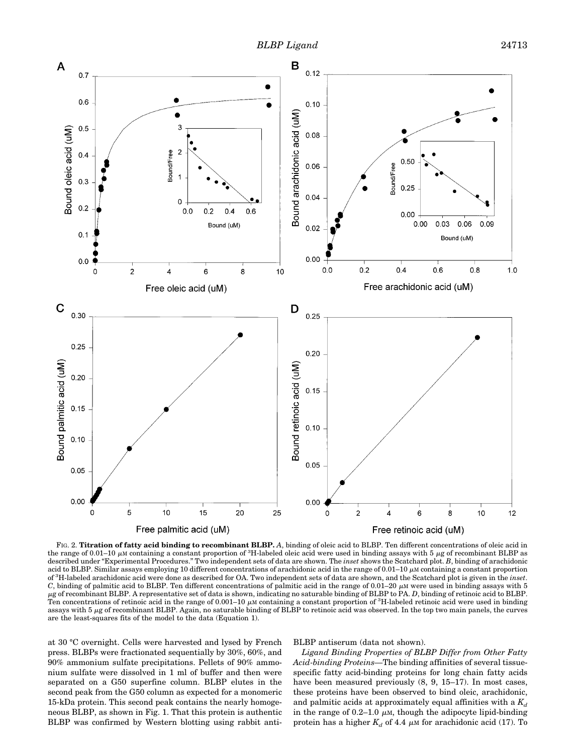FIG. 2. **Titration of fatty acid binding to recombinant BLBP.** *A*, binding of oleic acid to BLBP. Ten different concentrations of oleic acid in the range of 0.01–10 $\mu$M containing a constant proportion of $^3$H-labeled oleic acid were used in binding assays with 5 $\mu$g of recombinant BLBP as described under "Experimental Procedures." Two independent sets of data are shown. The *inset* shows the Scatchard plot. *B*, binding of arachidonic acid to BLBP. Similar assays employing 10 different concentrations of arachidonic acid in the range of 0.01–10 $\mu$M containing a constant proportion of $^3$H-labeled arachidonic acid were done as described for OA. Two independent sets of data are shown, and the Scatchard plot is given in the *inset*. *C*, binding of palmitic acid to BLBP. Ten different concentrations of palmitic acid in the range of 0.01–20 $\mu$M were used in binding assays with 5 $\mu$g of recombinant BLBP. A representative set of data is shown, indicating no saturable binding of BLBP to PA. *D*, binding of retinoic acid to BLBP. Ten concentrations of retinoic acid in the range of 0.001–10 $\mu$M containing a constant proportion of $^3$H-labeled retinoic acid were used in binding assays with 5 $\mu$g of recombinant BLBP. Again, no saturable binding of BLBP to retinoic acid was observed. In the top two main panels, the curves are the least-squares fits of the model to the data (Equation 1).

at 30 °C overnight. Cells were harvested and lysed by French press. BLBPs were fractionated sequentially by 30%, 60%, and 90% ammonium sulfate precipitations. Pellets of 90% ammonium sulfate were dissolved in 1 ml of buffer and then were separated on a G50 superfine column. BLBP elutes in the second peak from the G50 column as expected for a monomeric 15-kDa protein. This second peak contains the nearly homogeneous BLBP, as shown in Fig. 1. That this protein is authentic BLBP was confirmed by Western blotting using rabbit anti-BLBP antiserum (data not shown).

*Ligand Binding Properties of BLBP Differ from Other Fatty Acid-binding Proteins*—The binding affinities of several tissue-specific fatty acid-binding proteins for long chain fatty acids have been measured previously (8, 9, 15–17). In most cases, these proteins have been observed to bind oleic, arachidonic, and palmitic acids at approximately equal affinities with a $K_d$ in the range of 0.2–1.0 $\mu$M, though the adipocyte lipid-binding protein has a higher $K_d$ of 4.4 $\mu$M for arachidonic acid (17). To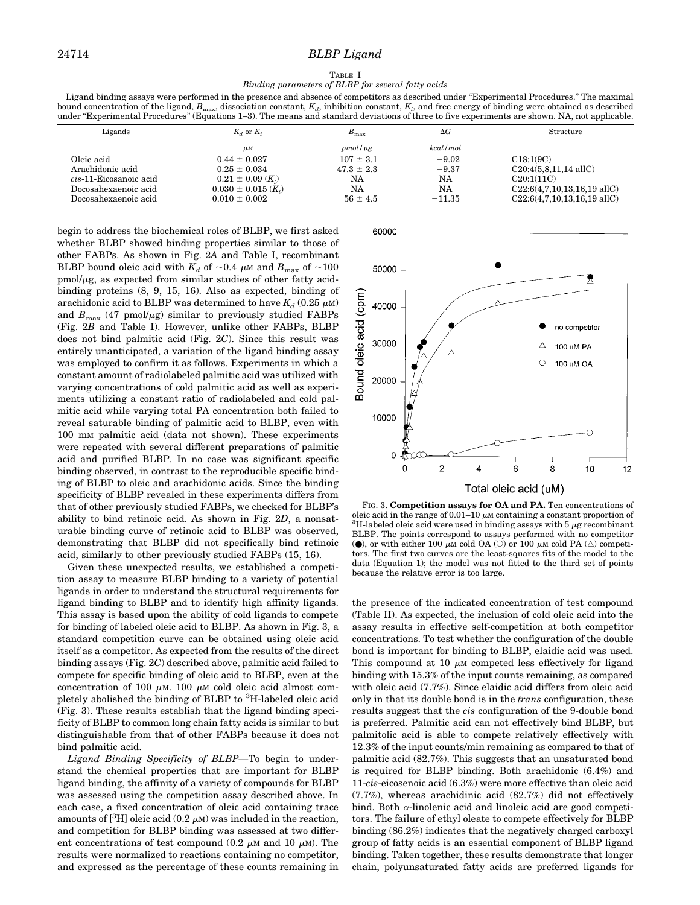TABLE I

*Binding parameters of BLBP for several fatty acids*

Ligand binding assays were performed in the presence and absence of competitors as described under "Experimental Procedures." The maximal bound concentration of the ligand, $B_{max}$, dissociation constant, $K_d$, inhibition constant, $K_i$, and free energy of binding were obtained as described under "Experimental Procedures" (Equations 1–3). The means and standard deviations of three to five experiments are shown. NA, not applicable.

| Ligands | $K_d$ or $K_i$ | $B_{max}$ | $\Delta G$ | Structure |
|---|---|---|---|---|
| | $\mu$M | pmol/$\mu$g | kcal/mol | |
| Oleic acid | 0.44 ± 0.027 | 107 ± 3.1 | −9.02 | C18:1(9C) |
| Arachidonic acid | 0.25 ± 0.034 | 47.3 ± 2.3 | −9.37 | C20:4(5,8,11,14 allC) |
| *cis*-11-Eicosanoic acid | 0.21 ± 0.09 ($K_i$) | NA | NA | C20:1(11C) |
| Docosahexaenoic acid | 0.030 ± 0.015 ($K_i$) | NA | NA | C22:6(4,7,10,13,16,19 allC) |
| Docosahexaenoic acid | 0.010 ± 0.002 | 56 ± 4.5 | −11.35 | C22:6(4,7,10,13,16,19 allC) |

begin to address the biochemical roles of BLBP, we first asked whether BLBP showed binding properties similar to those of other FABPs. As shown in Fig. 2*A* and Table I, recombinant BLBP bound oleic acid with $K_d$ of ~0.4 $\mu$M and $B_{max}$ of ~100 pmol/$\mu$g, as expected from similar studies of other fatty acid-binding proteins (8, 9, 15, 16). Also as expected, binding of arachidonic acid to BLBP was determined to have $K_d$ (0.25 $\mu$M) and $B_{max}$ (47 pmol/$\mu$g) similar to previously studied FABPs (Fig. 2*B* and Table I). However, unlike other FABPs, BLBP does not bind palmitic acid (Fig. 2*C*). Since this result was entirely unanticipated, a variation of the ligand binding assay was employed to confirm it as follows. Experiments in which a constant amount of radiolabeled palmitic acid was utilized with varying concentrations of cold palmitic acid as well as experiments utilizing a constant ratio of radiolabeled and cold palmitic acid while varying total PA concentration both failed to reveal saturable binding of palmitic acid to BLBP, even with 100 mM palmitic acid (data not shown). These experiments were repeated with several different preparations of palmitic acid and purified BLBP. In no case was significant specific binding observed, in contrast to the reproducible specific binding of BLBP to oleic and arachidonic acids. Since the binding specificity of BLBP revealed in these experiments differs from that of other previously studied FABPs, we checked for BLBP's ability to bind retinoic acid. As shown in Fig. 2*D*, a nonsaturable binding curve of retinoic acid to BLBP was observed, demonstrating that BLBP did not specifically bind retinoic acid, similarly to other previously studied FABPs (15, 16).

Given these unexpected results, we established a competition assay to measure BLBP binding to a variety of potential ligands in order to understand the structural requirements for ligand binding to BLBP and to identify high affinity ligands. This assay is based upon the ability of cold ligands to compete for binding of labeled oleic acid to BLBP. As shown in Fig. 3, a standard competition curve can be obtained using oleic acid itself as a competitor. As expected from the results of the direct binding assays (Fig. 2*C*) described above, palmitic acid failed to compete for specific binding of oleic acid to BLBP, even at the concentration of 100 $\mu$M. 100 $\mu$M cold oleic acid almost completely abolished the binding of BLBP to $^3$H-labeled oleic acid (Fig. 3). These results establish that the ligand binding specificity of BLBP to common long chain fatty acids is similar to but distinguishable from that of other FABPs because it does not bind palmitic acid.

*Ligand Binding Specificity of BLBP*—To begin to understand the chemical properties that are important for BLBP ligand binding, the affinity of a variety of compounds for BLBP was assessed using the competition assay described above. In each case, a fixed concentration of oleic acid containing trace amounts of [$^3$H] oleic acid (0.2 $\mu$M) was included in the reaction, and competition for BLBP binding was assessed at two different concentrations of test compound (0.2 $\mu$M and 10 $\mu$M). The results were normalized to reactions containing no competitor, and expressed as the percentage of these counts remaining in

FIG. 3. **Competition assays for OA and PA.** Ten concentrations of oleic acid in the range of 0.01–10 $\mu$M containing a constant proportion of $^3$H-labeled oleic acid were used in binding assays with 5 $\mu$g recombinant BLBP. The points correspond to assays performed with no competitor (●), or with either 100 $\mu$M cold OA (○) or 100 $\mu$M cold PA (△) competitors. The first two curves are the least-squares fits of the model to the data (Equation 1); the model was not fitted to the third set of points because the relative error is too large.

the presence of the indicated concentration of test compound (Table II). As expected, the inclusion of cold oleic acid into the assay results in effective self-competition at both competitor concentrations. To test whether the configuration of the double bond is important for binding to BLBP, elaidic acid was used. This compound at 10 $\mu$M competed less effectively for ligand binding with 15.3% of the input counts remaining, as compared with oleic acid (7.7%). Since elaidic acid differs from oleic acid only in that its double bond is in the *trans* configuration, these results suggest that the *cis* configuration of the 9-double bond is preferred. Palmitic acid can not effectively bind BLBP, but palmitolic acid is able to compete relatively effectively with 12.3% of the input counts/min remaining as compared to that of palmitic acid (82.7%). This suggests that an unsaturated bond is required for BLBP binding. Both arachidonic (6.4%) and 11-*cis*-eicosenoic acid (6.3%) were more effective than oleic acid (7.7%), whereas arachidinic acid (82.7%) did not effectively bind. Both $\alpha$-linolenic acid and linoleic acid are good competitors. The failure of ethyl oleate to compete effectively for BLBP binding (86.2%) indicates that the negatively charged carboxyl group of fatty acids is an essential component of BLBP ligand binding. Taken together, these results demonstrate that longer chain, polyunsaturated fatty acids are preferred ligands for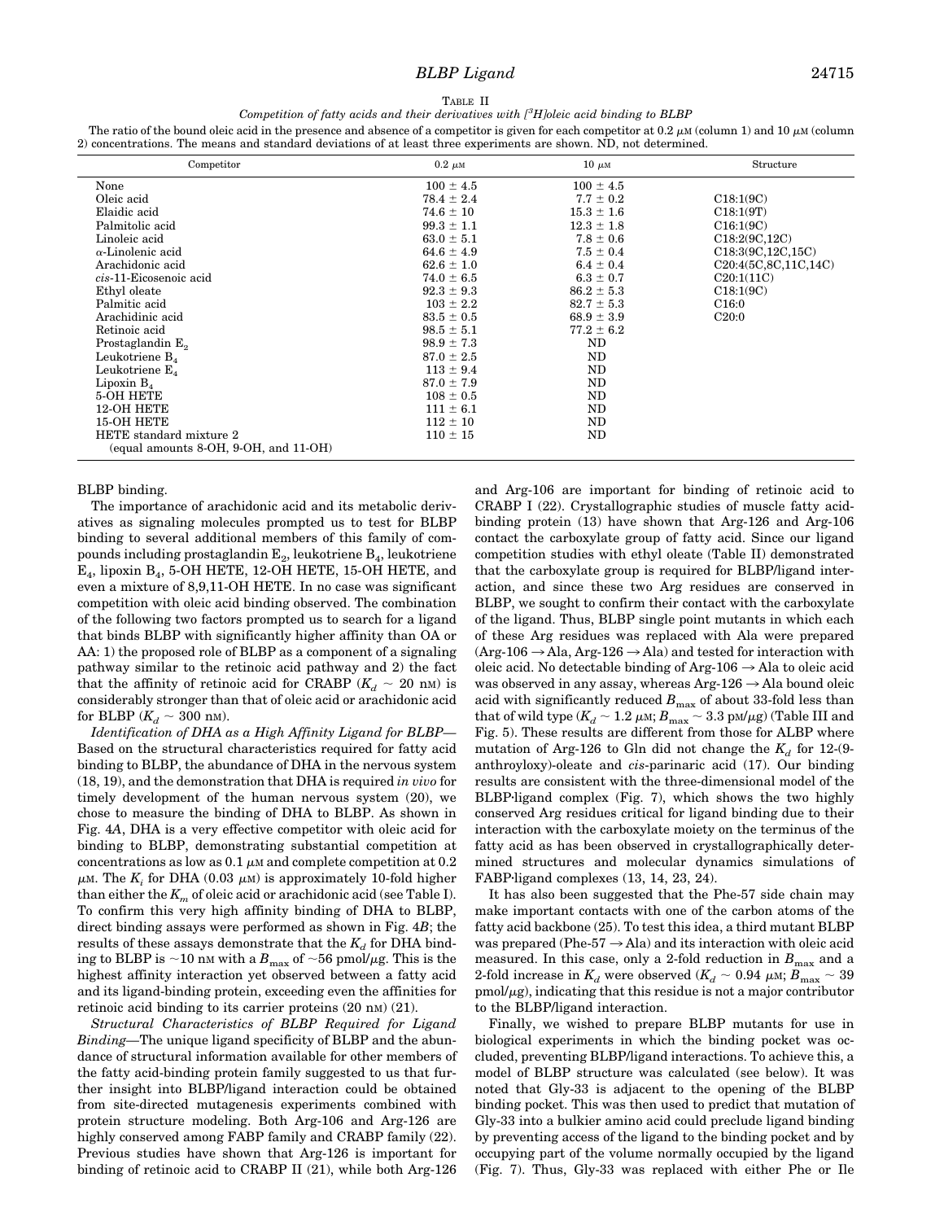TABLE II

*Competition of fatty acids and their derivatives with [$^3$H]oleic acid binding to BLBP*

The ratio of the bound oleic acid in the presence and absence of a competitor is given for each competitor at 0.2 $\mu$M (column 1) and 10 $\mu$M (column 2) concentrations. The means and standard deviations of at least three experiments are shown. ND, not determined.

| Competitor | 0.2 $\mu$M | 10 $\mu$M | Structure |
|---|---|---|---|
| None | 100 ± 4.5 | 100 ± 4.5 | |
| Oleic acid | 78.4 ± 2.4 | 7.7 ± 0.2 | C18:1(9C) |
| Elaidic acid | 74.6 ± 10 | 15.3 ± 1.6 | C18:1(9T) |
| Palmitolic acid | 99.3 ± 1.1 | 12.3 ± 1.8 | C16:1(9C) |
| Linoleic acid | 63.0 ± 5.1 | 7.8 ± 0.6 | C18:2(9C,12C) |
| $\alpha$-Linolenic acid | 64.6 ± 4.9 | 7.5 ± 0.4 | C18:3(9C,12C,15C) |
| Arachidonic acid | 62.6 ± 1.0 | 6.4 ± 0.4 | C20:4(5C,8C,11C,14C) |
| *cis*-11-Eicosenoic acid | 74.0 ± 6.5 | 6.3 ± 0.7 | C20:1(11C) |
| Ethyl oleate | 92.3 ± 9.3 | 86.2 ± 5.3 | C18:1(9C) |
| Palmitic acid | 103 ± 2.2 | 82.7 ± 5.3 | C16:0 |
| Arachidinic acid | 83.5 ± 0.5 | 68.9 ± 3.9 | C20:0 |
| Retinoic acid | 98.5 ± 5.1 | 77.2 ± 6.2 | |
| Prostaglandin $E_2$ | 98.9 ± 7.3 | ND | |
| Leukotriene $B_4$ | 87.0 ± 2.5 | ND | |
| Leukotriene $E_4$ | 113 ± 9.4 | ND | |
| Lipoxin $B_4$ | 87.0 ± 7.9 | ND | |
| 5-OH HETE | 108 ± 0.5 | ND | |
| 12-OH HETE | 111 ± 6.1 | ND | |
| 15-OH HETE | 112 ± 10 | ND | |
| HETE standard mixture 2 (equal amounts 8-OH, 9-OH, and 11-OH) | 110 ± 15 | ND | |

BLBP binding.

The importance of arachidonic acid and its metabolic derivatives as signaling molecules prompted us to test for BLBP binding to several additional members of this family of compounds including prostaglandin $E_2$, leukotriene $B_4$, leukotriene $E_4$, lipoxin $B_4$, 5-OH HETE, 12-OH HETE, 15-OH HETE, and even a mixture of 8,9,11-OH HETE. In no case was significant competition with oleic acid binding observed. The combination of the following two factors prompted us to search for a ligand that binds BLBP with significantly higher affinity than OA or AA: 1) the proposed role of BLBP as a component of a signaling pathway similar to the retinoic acid pathway and 2) the fact that the affinity of retinoic acid for CRABP ($K_d \sim 20$ nM) is considerably stronger than that of oleic acid or arachidonic acid for BLBP ($K_d \sim 300$ nM).

*Identification of DHA as a High Affinity Ligand for BLBP*—Based on the structural characteristics required for fatty acid binding to BLBP, the abundance of DHA in the nervous system (18, 19), and the demonstration that DHA is required *in vivo* for timely development of the human nervous system (20), we chose to measure the binding of DHA to BLBP. As shown in Fig. 4*A*, DHA is a very effective competitor with oleic acid for binding to BLBP, demonstrating substantial competition at concentrations as low as 0.1 $\mu$M and complete competition at 0.2 $\mu$M. The $K_i$ for DHA (0.03 $\mu$M) is approximately 10-fold higher than either the $K_m$ of oleic acid or arachidonic acid (see Table I). To confirm this very high affinity binding of DHA to BLBP, direct binding assays were performed as shown in Fig. 4*B*; the results of these assays demonstrate that the $K_d$ for DHA binding to BLBP is ~10 nM with a $B_{max}$ of ~56 pmol/$\mu$g. This is the highest affinity interaction yet observed between a fatty acid and its ligand-binding protein, exceeding even the affinities for retinoic acid binding to its carrier proteins (20 nM) (21).

*Structural Characteristics of BLBP Required for Ligand Binding*—The unique ligand specificity of BLBP and the abundance of structural information available for other members of the fatty acid-binding protein family suggested to us that further insight into BLBP/ligand interaction could be obtained from site-directed mutagenesis experiments combined with protein structure modeling. Both Arg-106 and Arg-126 are highly conserved among FABP family and CRABP family (22). Previous studies have shown that Arg-126 is important for binding of retinoic acid to CRABP II (21), while both Arg-126 and Arg-106 are important for binding of retinoic acid to CRABP I (22). Crystallographic studies of muscle fatty acid-binding protein (13) have shown that Arg-126 and Arg-106 contact the carboxylate group of fatty acid. Since our ligand competition studies with ethyl oleate (Table II) demonstrated that the carboxylate group is required for BLBP/ligand interaction, and since these two Arg residues are conserved in BLBP, we sought to confirm their contact with the carboxylate of the ligand. Thus, BLBP single point mutants in which each of these Arg residues was replaced with Ala were prepared (Arg-106 → Ala, Arg-126 → Ala) and tested for interaction with oleic acid. No detectable binding of Arg-106 → Ala to oleic acid was observed in any assay, whereas Arg-126 → Ala bound oleic acid with significantly reduced $B_{max}$ of about 33-fold less than that of wild type ($K_d \sim 1.2$ $\mu$M; $B_{max} \sim 3.3$ pM/$\mu$g) (Table III and Fig. 5). These results are different from those for ALBP where mutation of Arg-126 to Gln did not change the $K_d$ for 12-(9-anthroyloxy)-oleate and *cis*-parinaric acid (17). Our binding results are consistent with the three-dimensional model of the BLBP·ligand complex (Fig. 7), which shows the two highly conserved Arg residues critical for ligand binding due to their interaction with the carboxylate moiety on the terminus of the fatty acid as has been observed in crystallographically determined structures and molecular dynamics simulations of FABP·ligand complexes (13, 14, 23, 24).

It has also been suggested that the Phe-57 side chain may make important contacts with one of the carbon atoms of the fatty acid backbone (25). To test this idea, a third mutant BLBP was prepared (Phe-57 → Ala) and its interaction with oleic acid measured. In this case, only a 2-fold reduction in $B_{max}$ and a 2-fold increase in $K_d$ were observed ($K_d \sim 0.94$ $\mu$M; $B_{max} \sim 39$ pmol/$\mu$g), indicating that this residue is not a major contributor to the BLBP/ligand interaction.

Finally, we wished to prepare BLBP mutants for use in biological experiments in which the binding pocket was occluded, preventing BLBP/ligand interactions. To achieve this, a model of BLBP structure was calculated (see below). It was noted that Gly-33 is adjacent to the opening of the BLBP binding pocket. This was then used to predict that mutation of Gly-33 into a bulkier amino acid could preclude ligand binding by preventing access of the ligand to the binding pocket and by occupying part of the volume normally occupied by the ligand (Fig. 7). Thus, Gly-33 was replaced with either Phe or Ile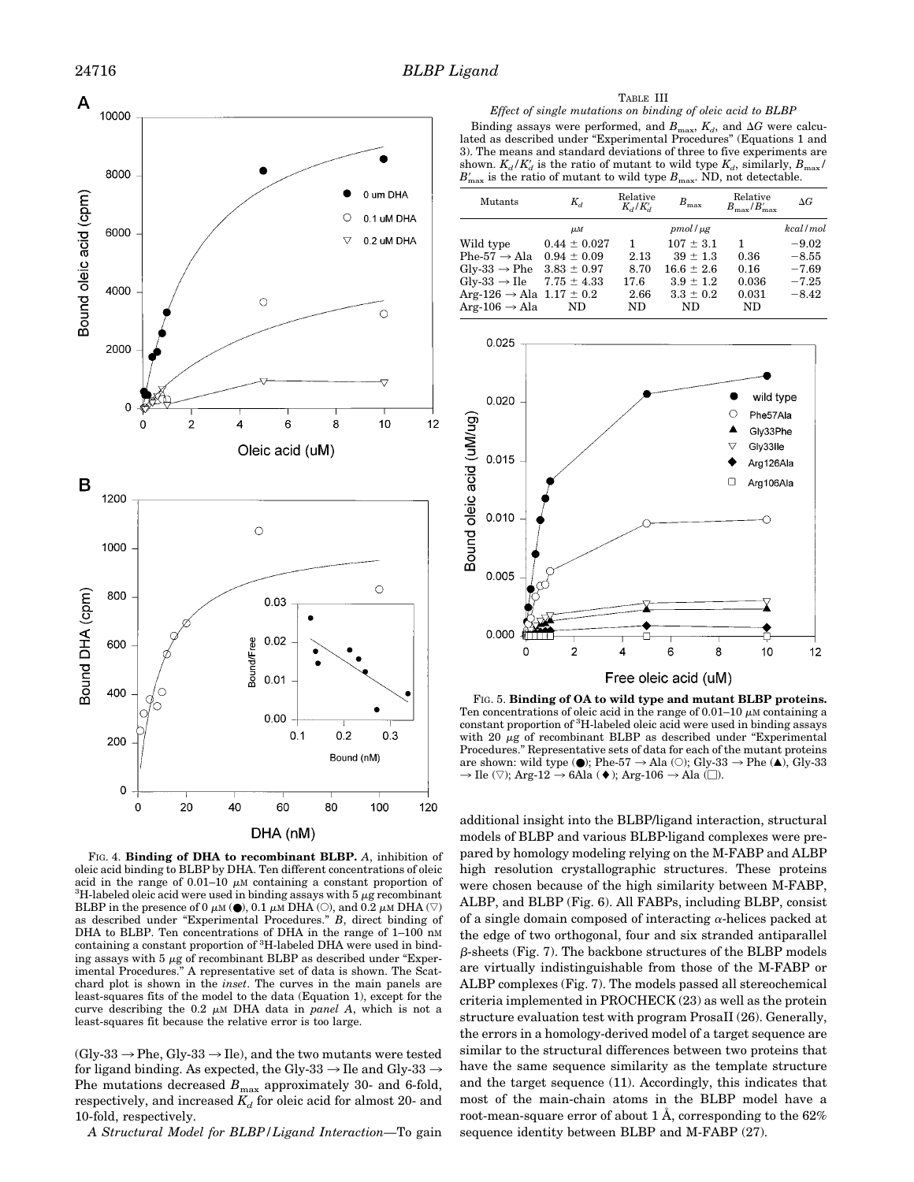Table III

*Effect of single mutations on binding of oleic acid to BLBP*

Binding assays were performed, and $B_{max}$, $K_d$, and $\Delta G$ were calculated as described under "Experimental Procedures" (Equations 1 and 3). The means and standard deviations of three to five experiments are shown. $K_d/K_d'$ is the ratio of mutant to wild type $K_d$, similarly, $B_{max}/B_{max}'$ is the ratio of mutant to wild type $B_{max}$. ND, not detectable.

| Mutants | $K_d$ | Relative $K_d/K_d'$ | $B_{max}$ | Relative $B_{max}/B_{max}'$ | $\Delta G$ |
|---|---|---|---|---|---|
| | *μM* | | *pmol/μg* | | *kcal/mol* |
| Wild type | 0.44 ± 0.027 | 1 | 107 ± 3.1 | 1 | −9.02 |
| Phe-57 → Ala | 0.94 ± 0.09 | 2.13 | 39 ± 1.3 | 0.36 | −8.55 |
| Gly-33 → Phe | 3.83 ± 0.97 | 8.70 | 16.6 ± 2.6 | 0.16 | −7.69 |
| Gly-33 → Ile | 7.75 ± 4.33 | 17.6 | 3.9 ± 1.2 | 0.036 | −7.25 |
| Arg-126 → Ala | 1.17 ± 0.2 | 2.66 | 3.3 ± 0.2 | 0.031 | −8.42 |
| Arg-106 → Ala | ND | ND | ND | ND | |

Fig. 4. **Binding of DHA to recombinant BLBP.** *A*, inhibition of oleic acid binding to BLBP by DHA. Ten different concentrations of oleic acid in the range of 0.01–10 μM containing a constant proportion of $^3$H-labeled oleic acid were used in binding assays with 5 μg recombinant BLBP in the presence of 0 μM (●), 0.1 μM DHA (○), and 0.2 μM DHA (▽) as described under "Experimental Procedures." *B*, direct binding of DHA to BLBP. Ten concentrations of DHA in the range of 1–100 nM containing a constant proportion of $^3$H-labeled DHA were used in binding assays with 5 μg of recombinant BLBP as described under "Experimental Procedures." A representative set of data is shown. The Scatchard plot is shown in the *inset*. The curves in the main panels are least-squares fits of the model to the data (Equation 1), except for the curve describing the 0.2 μM DHA data in *panel A*, which is not a least-squares fit because the relative error is too large.

Fig. 5. **Binding of OA to wild type and mutant BLBP proteins.** Ten concentrations of oleic acid in the range of 0.01–10 μM containing a constant proportion of $^3$H-labeled oleic acid were used in binding assays with 20 μg of recombinant BLBP as described under "Experimental Procedures." Representative sets of data for each of the mutant proteins are shown: wild type (●); Phe-57 → Ala (○); Gly-33 → Phe (▲), Gly-33 → Ile (▽); Arg-12 → 6Ala (♦); Arg-106 → Ala (□).

(Gly-33 → Phe, Gly-33 → Ile), and the two mutants were tested for ligand binding. As expected, the Gly-33 → Ile and Gly-33 → Phe mutations decreased $B_{max}$ approximately 30- and 6-fold, respectively, and increased $K_d$ for oleic acid for almost 20- and 10-fold, respectively.

*A Structural Model for BLBP/Ligand Interaction*—To gain additional insight into the BLBP/ligand interaction, structural models of BLBP and various BLBP·ligand complexes were prepared by homology modeling relying on the M-FABP and ALBP high resolution crystallographic structures. These proteins were chosen because of the high similarity between M-FABP, ALBP, and BLBP (Fig. 6). All FABPs, including BLBP, consist of a single domain composed of interacting α-helices packed at the edge of two orthogonal, four and six stranded antiparallel β-sheets (Fig. 7). The backbone structures of the BLBP models are virtually indistinguishable from those of the M-FABP or ALBP complexes (Fig. 7). The models passed all stereochemical criteria implemented in PROCHECK (23) as well as the protein structure evaluation test with program ProsaII (26). Generally, the errors in a homology-derived model of a target sequence are similar to the structural differences between two proteins that have the same sequence similarity as the template structure and the target sequence (11). Accordingly, this indicates that most of the main-chain atoms in the BLBP model have a root-mean-square error of about 1 Å, corresponding to the 62% sequence identity between BLBP and M-FABP (27).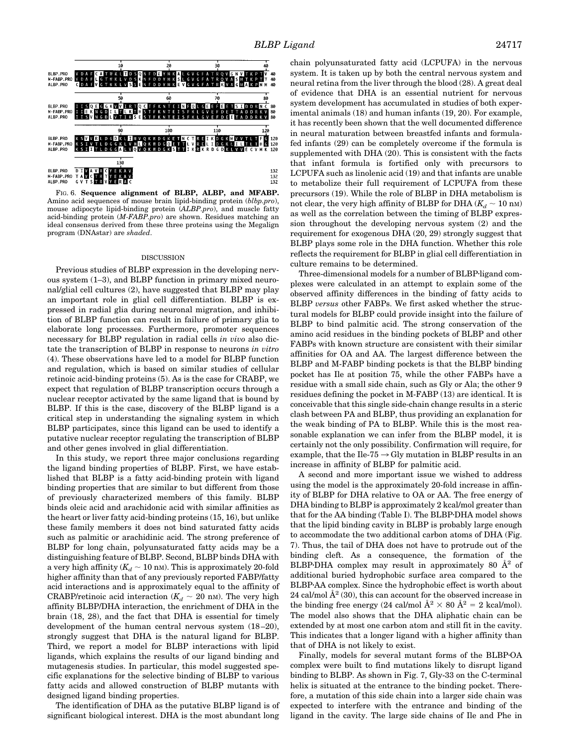```
                 10                  20                  30                  40
BLBP.PRO     V D A F C A T W K L T D S Q N F D E Y M K A L G V G F A T R Q V G N V T K P T V  40
M-FABP.PRO   V D A F L G T W K L V D S K N F D D Y M K S L G V G F A T R Q V A S M T K P T T  40
ALBP.PRO     C D A F V G T W K L V S S E N F D D Y M K E V G V G F A T R K V A G M A K P N M  40

                 50                  60                  70                  80
BLBP.PRO     I I S Q E G G K V V I R T Q C T F K N T E I N F Q L G E E F E E T S I D D R N C  80
M-FABP.PRO   I I E K N G D I L T L K T H S T F K N T E I S F K L G V E F D E T T A D D R K V  80
ALBP.PRO     I I S V N G D L V T I R S E S T F K N T E I S F K L G V E F D E I T A D D R K V  80

                 90                 100                 110                 120
BLBP.PRO     K S V V R L D G D K L I H V Q K W D G K E T N C T R E I K D G K M V V T L T F G 120
M-FABP.PRO   K S I V T L D G G K L V H L Q K W D G Q E T T L V R E L I D G K L I L T L T H G 120
ALBP.PRO     K S I I T L D G G A L V Q V Q K W D G K S T T I K R K R D G D K L V V E C V M K 120

                130
BLBP.PRO     D I V A V R C Y E K A                                                         132
M-FABP.PRO   T A V C T R T Y E K A V                                                       132
ALBP.PRO     G V T S T R V Y E R A C                                                       132
```

FIG. 6. **Sequence alignment of BLBP, ALBP, and MFABP.** Amino acid sequences of mouse brain lipid-binding protein (*blbp.pro*), mouse adipocyte lipid-binding protein (*ALBP.pro*), and muscle fatty acid-binding protein (*M-FABP.pro*) are shown. Residues matching an ideal consensus derived from these three proteins using the Megalign program (DNAstar) are *shaded*.

## DISCUSSION

Previous studies of BLBP expression in the developing nervous system (1–3), and BLBP function in primary mixed neuronal/glial cell cultures (2), have suggested that BLBP may play an important role in glial cell differentiation. BLBP is expressed in radial glia during neuronal migration, and inhibition of BLBP function can result in failure of primary glia to elaborate long processes. Furthermore, promoter sequences necessary for BLBP regulation in radial cells *in vivo* also dictate the transcription of BLBP in response to neurons *in vitro* (4). These observations have led to a model for BLBP function and regulation, which is based on similar studies of cellular retinoic acid-binding proteins (5). As is the case for CRABP, we expect that regulation of BLBP transcription occurs through a nuclear receptor activated by the same ligand that is bound by BLBP. If this is the case, discovery of the BLBP ligand is a critical step in understanding the signaling system in which BLBP participates, since this ligand can be used to identify a putative nuclear receptor regulating the transcription of BLBP and other genes involved in glial differentiation.

In this study, we report three major conclusions regarding the ligand binding properties of BLBP. First, we have established that BLBP is a fatty acid-binding protein with ligand binding properties that are similar to but different from those of previously characterized members of this family. BLBP binds oleic acid and arachidonic acid with similar affinities as the heart or liver fatty acid-binding proteins (15, 16), but unlike these family members it does not bind saturated fatty acids such as palmitic or arachidinic acid. The strong preference of BLBP for long chain, polyunsaturated fatty acids may be a distinguishing feature of BLBP. Second, BLBP binds DHA with a very high affinity ($K_d \sim 10$ nM). This is approximately 20-fold higher affinity than that of any previously reported FABP/fatty acid interactions and is approximately equal to the affinity of CRABP/retinoic acid interaction ($K_d \sim 20$ nM). The very high affinity BLBP/DHA interaction, the enrichment of DHA in the brain (18, 28), and the fact that DHA is essential for timely development of the human central nervous system (18–20), strongly suggest that DHA is the natural ligand for BLBP. Third, we report a model for BLBP interactions with lipid ligands, which explains the results of our ligand binding and mutagenesis studies. In particular, this model suggested specific explanations for the selective binding of BLBP to various fatty acids and allowed construction of BLBP mutants with designed ligand binding properties.

The identification of DHA as the putative BLBP ligand is of significant biological interest. DHA is the most abundant long chain polyunsaturated fatty acid (LCPUFA) in the nervous system. It is taken up by both the central nervous system and neural retina from the liver through the blood (28). A great deal of evidence that DHA is an essential nutrient for nervous system development has accumulated in studies of both experimental animals (18) and human infants (19, 20). For example, it has recently been shown that the well documented difference in neural maturation between breastfed infants and formula-fed infants (29) can be completely overcome if the formula is supplemented with DHA (20). This is consistent with the facts that infant formula is fortified only with precursors to LCPUFA such as linolenic acid (19) and that infants are unable to metabolize their full requirement of LCPUFA from these precursors (19). While the role of BLBP in DHA metabolism is not clear, the very high affinity of BLBP for DHA ($K_d \sim 10$ nM) as well as the correlation between the timing of BLBP expression throughout the developing nervous system (2) and the requirement for exogenous DHA (20, 29) strongly suggest that BLBP plays some role in the DHA function. Whether this role reflects the requirement for BLBP in glial cell differentiation in culture remains to be determined.

Three-dimensional models for a number of BLBP·ligand complexes were calculated in an attempt to explain some of the observed affinity differences in the binding of fatty acids to BLBP *versus* other FABPs. We first asked whether the structural models for BLBP could provide insight into the failure of BLBP to bind palmitic acid. The strong conservation of the amino acid residues in the binding pockets of BLBP and other FABPs with known structure are consistent with their similar affinities for OA and AA. The largest difference between the BLBP and M-FABP binding pockets is that the BLBP binding pocket has Ile at position 75, while the other FABPs have a residue with a small side chain, such as Gly or Ala; the other 9 residues defining the pocket in M-FABP (13) are identical. It is conceivable that this single side-chain change results in a steric clash between PA and BLBP, thus providing an explanation for the weak binding of PA to BLBP. While this is the most reasonable explanation we can infer from the BLBP model, it is certainly not the only possibility. Confirmation will require, for example, that the Ile-75 → Gly mutation in BLBP results in an increase in affinity of BLBP for palmitic acid.

A second and more important issue we wished to address using the model is the approximately 20-fold increase in affinity of BLBP for DHA relative to OA or AA. The free energy of DHA binding to BLBP is approximately 2 kcal/mol greater than that for the AA binding (Table I). The BLBP·DHA model shows that the lipid binding cavity in BLBP is probably large enough to accommodate the two additional carbon atoms of DHA (Fig. 7). Thus, the tail of DHA does not have to protrude out of the binding cleft. As a consequence, the formation of the BLBP·DHA complex may result in approximately 80 $Å^2$ of additional buried hydrophobic surface area compared to the BLBP·AA complex. Since the hydrophobic effect is worth about 24 cal/mol $Å^2$ (30), this can account for the observed increase in the binding free energy (24 cal/mol $Å^2 \times 80$ $Å^2$ = 2 kcal/mol). The model also shows that the DHA aliphatic chain can be extended by at most one carbon atom and still fit in the cavity. This indicates that a longer ligand with a higher affinity than that of DHA is not likely to exist.

Finally, models for several mutant forms of the BLBP·OA complex were built to find mutations likely to disrupt ligand binding to BLBP. As shown in Fig. 7, Gly-33 on the C-terminal helix is situated at the entrance to the binding pocket. Therefore, a mutation of this side chain into a larger side chain was expected to interfere with the entrance and binding of the ligand in the cavity. The large side chains of Ile and Phe in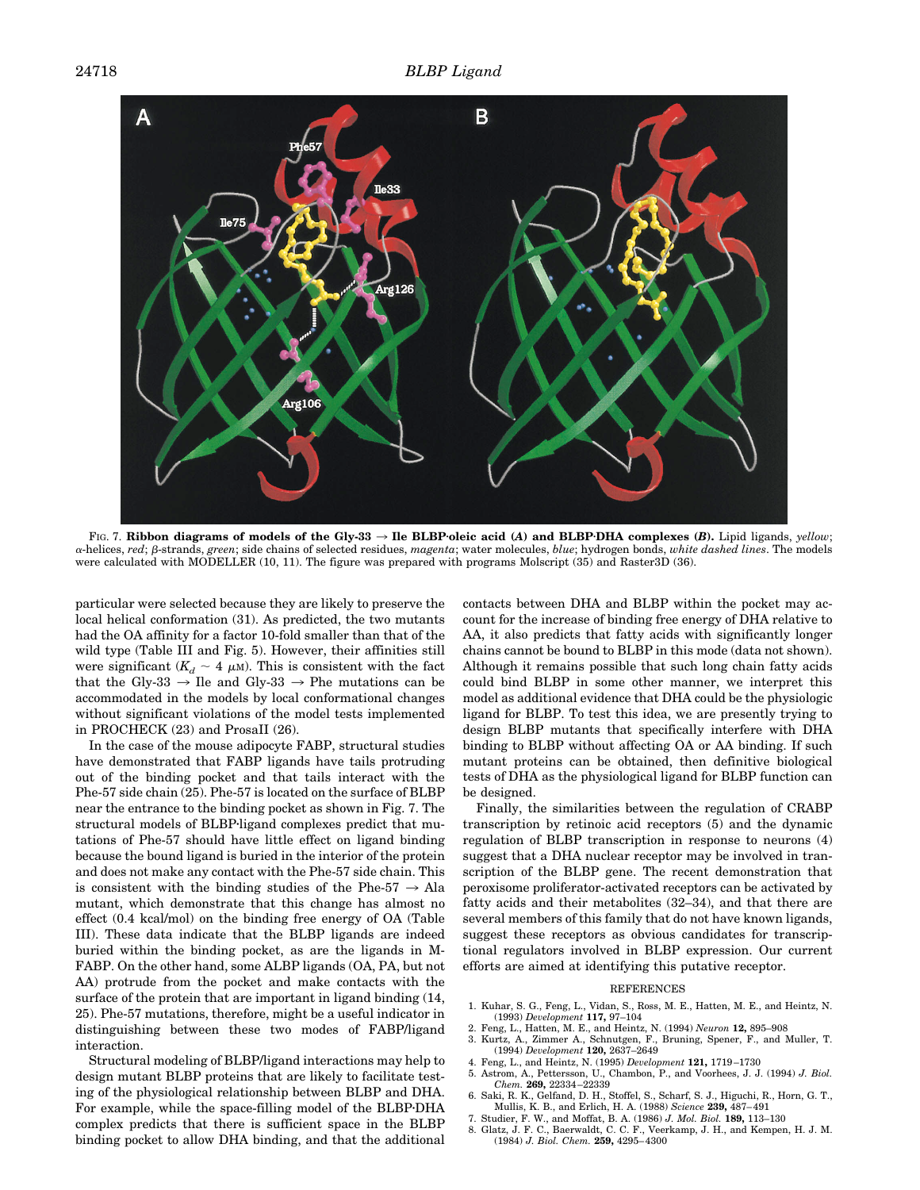FIG. 7. **Ribbon diagrams of models of the Gly-33 → Ile BLBP·oleic acid (*A*) and BLBP·DHA complexes (*B*).** Lipid ligands, *yellow*; α-helices, *red*; β-strands, *green*; side chains of selected residues, *magenta*; water molecules, *blue*; hydrogen bonds, *white dashed lines*. The models were calculated with MODELLER (10, 11). The figure was prepared with programs Molscript (35) and Raster3D (36).

particular were selected because they are likely to preserve the local helical conformation (31). As predicted, the two mutants had the OA affinity for a factor 10-fold smaller than that of the wild type (Table III and Fig. 5). However, their affinities still were significant ($K_d \sim 4\ \mu M$). This is consistent with the fact that the Gly-33 → Ile and Gly-33 → Phe mutations can be accommodated in the models by local conformational changes without significant violations of the model tests implemented in PROCHECK (23) and ProsaII (26).

In the case of the mouse adipocyte FABP, structural studies have demonstrated that FABP ligands have tails protruding out of the binding pocket and that tails interact with the Phe-57 side chain (25). Phe-57 is located on the surface of BLBP near the entrance to the binding pocket as shown in Fig. 7. The structural models of BLBP·ligand complexes predict that mutations of Phe-57 should have little effect on ligand binding because the bound ligand is buried in the interior of the protein and does not make any contact with the Phe-57 side chain. This is consistent with the binding studies of the Phe-57 → Ala mutant, which demonstrate that this change has almost no effect (0.4 kcal/mol) on the binding free energy of OA (Table III). These data indicate that the BLBP ligands are indeed buried within the binding pocket, as are the ligands in M-FABP. On the other hand, some ALBP ligands (OA, PA, but not AA) protrude from the pocket and make contacts with the surface of the protein that are important in ligand binding (14, 25). Phe-57 mutations, therefore, might be a useful indicator in distinguishing between these two modes of FABP/ligand interaction.

Structural modeling of BLBP/ligand interactions may help to design mutant BLBP proteins that are likely to facilitate testing of the physiological relationship between BLBP and DHA. For example, while the space-filling model of the BLBP·DHA complex predicts that there is sufficient space in the BLBP binding pocket to allow DHA binding, and that the additional contacts between DHA and BLBP within the pocket may account for the increase of binding free energy of DHA relative to AA, it also predicts that fatty acids with significantly longer chains cannot be bound to BLBP in this mode (data not shown). Although it remains possible that such long chain fatty acids could bind BLBP in some other manner, we interpret this model as additional evidence that DHA could be the physiologic ligand for BLBP. To test this idea, we are presently trying to design BLBP mutants that specifically interfere with DHA binding to BLBP without affecting OA or AA binding. If such mutant proteins can be obtained, then definitive biological tests of DHA as the physiological ligand for BLBP function can be designed.

Finally, the similarities between the regulation of CRABP transcription by retinoic acid receptors (5) and the dynamic regulation of BLBP transcription in response to neurons (4) suggest that a DHA nuclear receptor may be involved in transcription of the BLBP gene. The recent demonstration that peroxisome proliferator-activated receptors can be activated by fatty acids and their metabolites (32–34), and that there are several members of this family that do not have known ligands, suggest these receptors as obvious candidates for transcriptional regulators involved in BLBP expression. Our current efforts are aimed at identifying this putative receptor.

## REFERENCES

1. Kuhar, S. G., Feng, L., Vidan, S., Ross, M. E., Hatten, M. E., and Heintz, N. (1993) *Development* **117,** 97–104
2. Feng, L., Hatten, M. E., and Heintz, N. (1994) *Neuron* **12,** 895–908
3. Kurtz, A., Zimmer A., Schnutgen, F., Bruning, Spener, F., and Muller, T. (1994) *Development* **120,** 2637–2649
4. Feng, L., and Heintz, N. (1995) *Development* **121,** 1719–1730
5. Astrom, A., Pettersson, U., Chambon, P., and Voorhees, J. J. (1994) *J. Biol. Chem.* **269,** 22334–22339
6. Saki, R. K., Gelfand, D. H., Stoffel, S., Scharf, S. J., Higuchi, R., Horn, G. T., Mullis, K. B., and Erlich, H. A. (1988) *Science* **239,** 487–491
7. Studier, F. W., and Moffat, B. A. (1986) *J. Mol. Biol.* **189,** 113–130
8. Glatz, J. F. C., Baerwaldt, C. C. F., Veerkamp, J. H., and Kempen, H. J. M. (1984) *J. Biol. Chem.* **259,** 4295–4300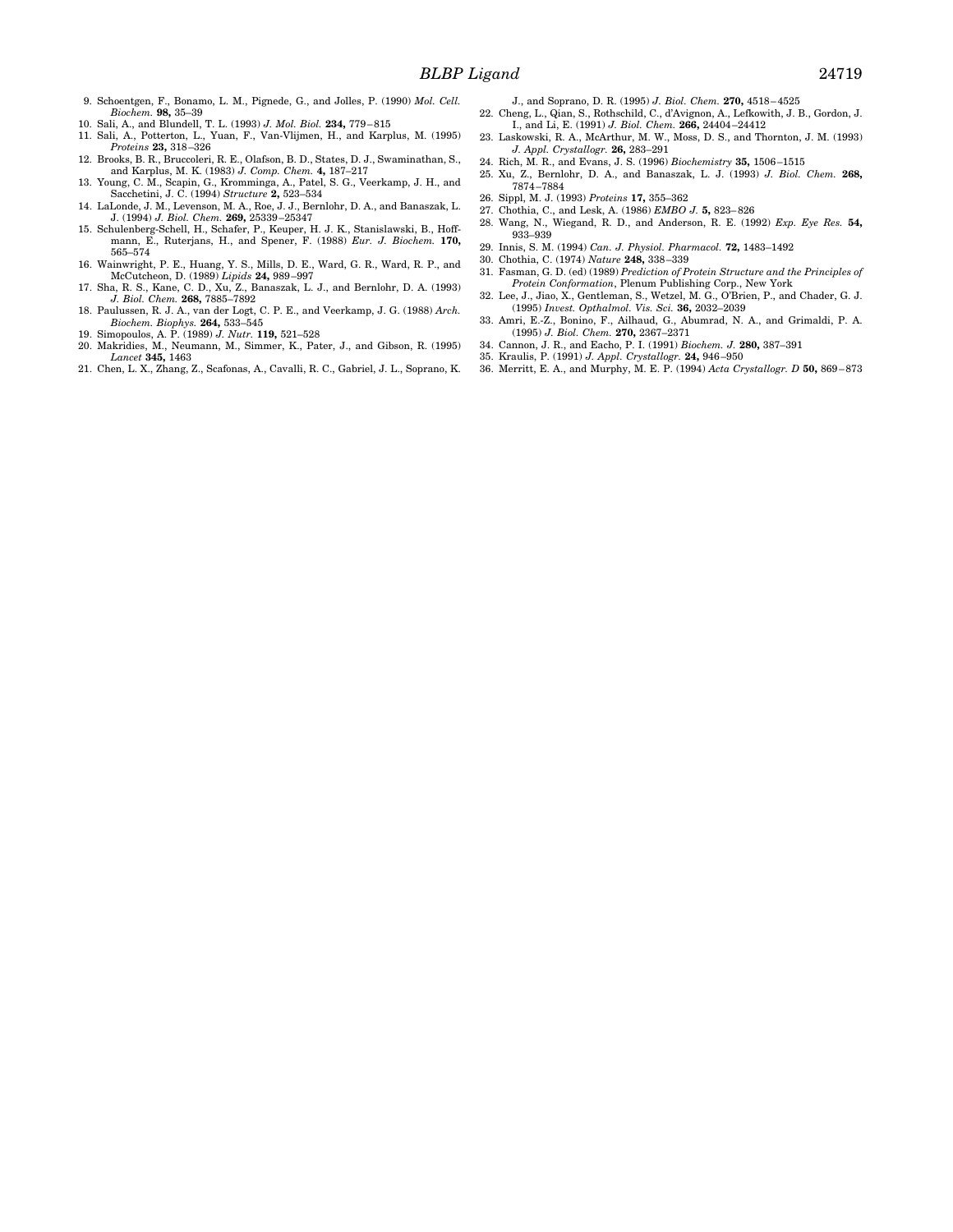9. Schoentgen, F., Bonamo, L. M., Pignede, G., and Jolles, P. (1990) *Mol. Cell. Biochem.* **98,** 35–39
10. Sali, A., and Blundell, T. L. (1993) *J. Mol. Biol.* **234,** 779–815
11. Sali, A., Potterton, L., Yuan, F., Van-Vlijmen, H., and Karplus, M. (1995) *Proteins* **23,** 318–326
12. Brooks, B. R., Bruccoleri, R. E., Olafson, B. D., States, D. J., Swaminathan, S., and Karplus, M. K. (1983) *J. Comp. Chem.* **4,** 187–217
13. Young, C. M., Scapin, G., Kromminga, A., Patel, S. G., Veerkamp, J. H., and Sacchetini, J. C. (1994) *Structure* **2,** 523–534
14. LaLonde, J. M., Levenson, M. A., Roe, J. J., Bernlohr, D. A., and Banaszak, L. J. (1994) *J. Biol. Chem.* **269,** 25339–25347
15. Schulenberg-Schell, H., Schafer, P., Keuper, H. J. K., Stanislawski, B., Hoffmann, E., Ruterjans, H., and Spener, F. (1988) *Eur. J. Biochem.* **170,** 565–574
16. Wainwright, P. E., Huang, Y. S., Mills, D. E., Ward, G. R., Ward, R. P., and McCutcheon, D. (1989) *Lipids* **24,** 989–997
17. Sha, R. S., Kane, C. D., Xu, Z., Banaszak, L. J., and Bernlohr, D. A. (1993) *J. Biol. Chem.* **268,** 7885–7892
18. Paulussen, R. J. A., van der Logt, C. P. E., and Veerkamp, J. G. (1988) *Arch. Biochem. Biophys.* **264,** 533–545
19. Simopoulos, A. P. (1989) *J. Nutr.* **119,** 521–528
20. Makridies, M., Neumann, M., Simmer, K., Pater, J., and Gibson, R. (1995) *Lancet* **345,** 1463
21. Chen, L. X., Zhang, Z., Scafonas, A., Cavalli, R. C., Gabriel, J. L., Soprano, K. J., and Soprano, D. R. (1995) *J. Biol. Chem.* **270,** 4518–4525
22. Cheng, L., Qian, S., Rothschild, C., d'Avignon, A., Lefkowith, J. B., Gordon, J. I., and Li, E. (1991) *J. Biol. Chem.* **266,** 24404–24412
23. Laskowski, R. A., McArthur, M. W., Moss, D. S., and Thornton, J. M. (1993) *J. Appl. Crystallogr.* **26,** 283–291
24. Rich, M. R., and Evans, J. S. (1996) *Biochemistry* **35,** 1506–1515
25. Xu, Z., Bernlohr, D. A., and Banaszak, L. J. (1993) *J. Biol. Chem.* **268,** 7874–7884
26. Sippl, M. J. (1993) *Proteins* **17,** 355–362
27. Chothia, C., and Lesk, A. (1986) *EMBO J.* **5,** 823–826
28. Wang, N., Wiegand, R. D., and Anderson, R. E. (1992) *Exp. Eye Res.* **54,** 933–939
29. Innis, S. M. (1994) *Can. J. Physiol. Pharmacol.* **72,** 1483–1492
30. Chothia, C. (1974) *Nature* **248,** 338–339
31. Fasman, G. D. (ed) (1989) *Prediction of Protein Structure and the Principles of Protein Conformation*, Plenum Publishing Corp., New York
32. Lee, J., Jiao, X., Gentleman, S., Wetzel, M. G., O'Brien, P., and Chader, G. J. (1995) *Invest. Opthalmol. Vis. Sci.* **36,** 2032–2039
33. Amri, E.-Z., Bonino, F., Ailhaud, G., Abumrad, N. A., and Grimaldi, P. A. (1995) *J. Biol. Chem.* **270,** 2367–2371
34. Cannon, J. R., and Eacho, P. I. (1991) *Biochem. J.* **280,** 387–391
35. Kraulis, P. (1991) *J. Appl. Crystallogr.* **24,** 946–950
36. Merritt, E. A., and Murphy, M. E. P. (1994) *Acta Crystallogr. D* **50,** 869–873